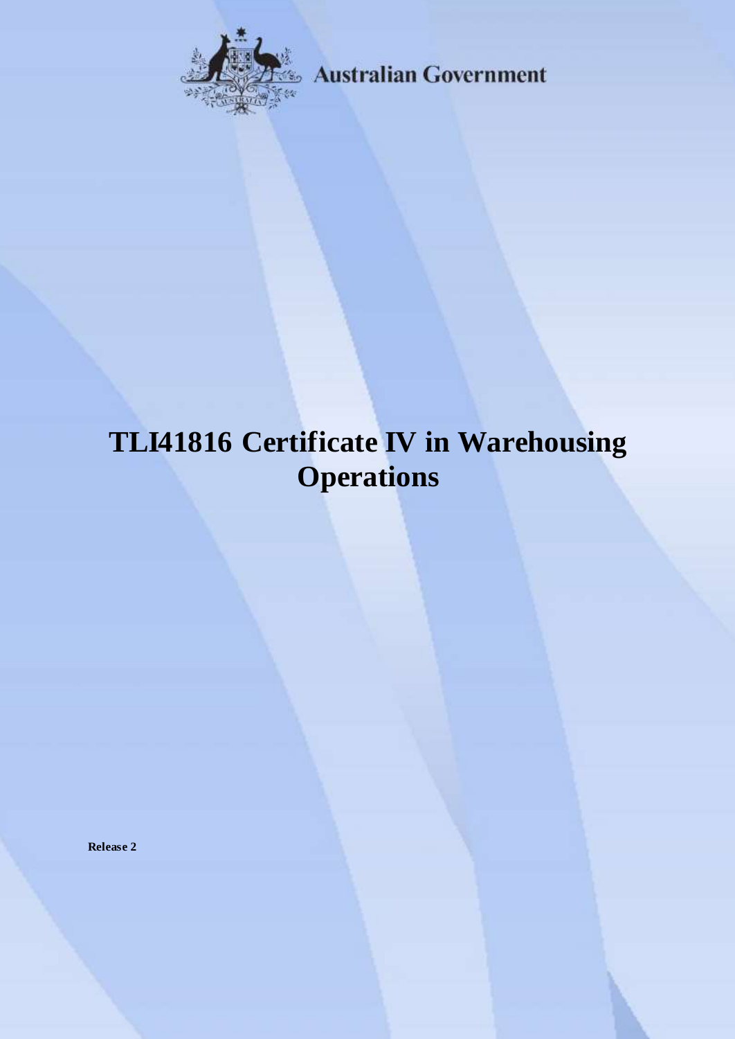Australian Government

# TLI41816 Certificate IV in Warehousing Operations

**Release 2**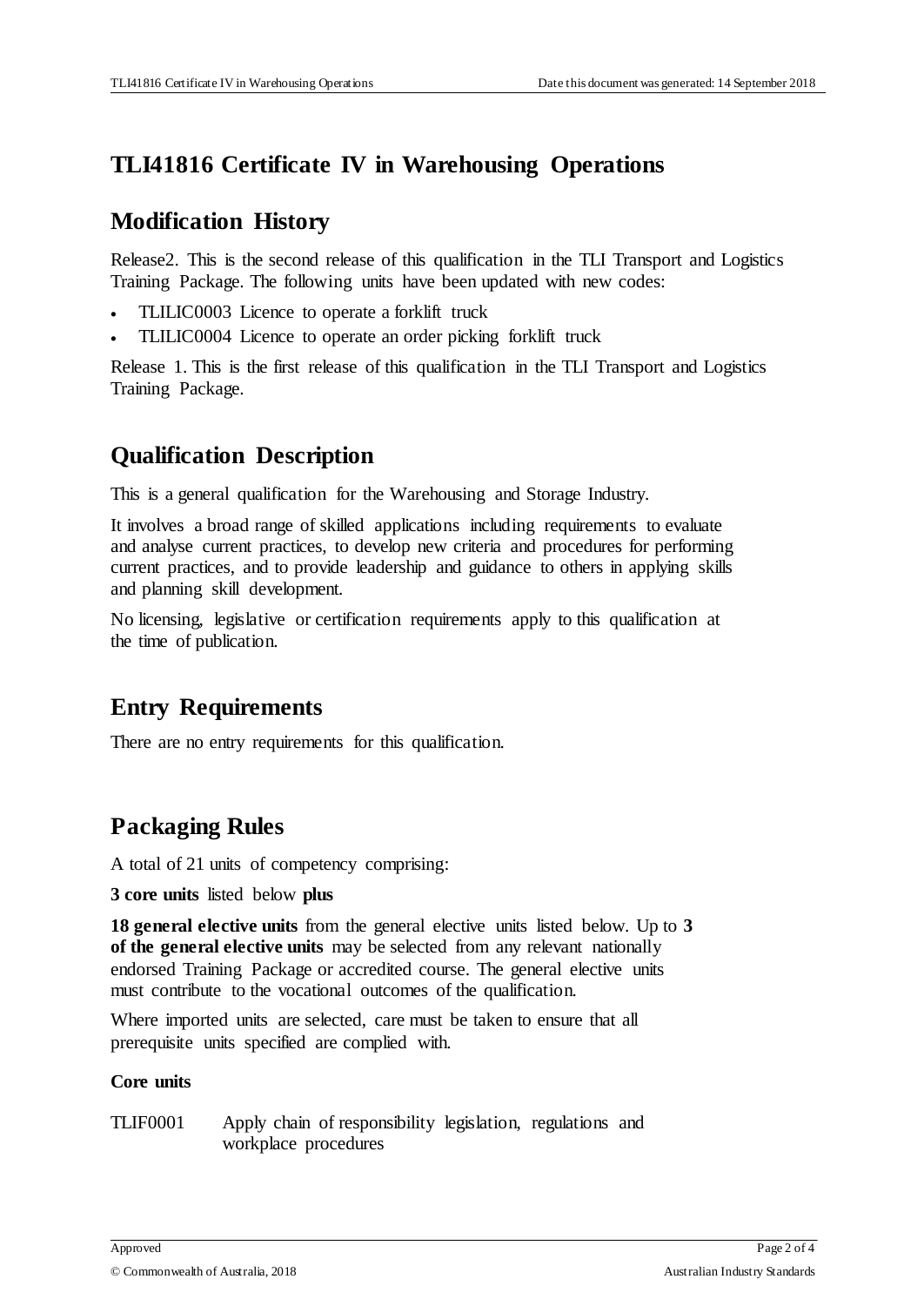# TLI41816 Certificate IV in Warehousing Operations

## Modification History

Release2. This is the second release of this qualification in the TLI Transport and Logistics Training Package. The following units have been updated with new codes:

- TLILIC0003 Licence to operate a forklift truck
- TLILIC0004 Licence to operate an order picking forklift truck

Release 1. This is the first release of this qualification in the TLI Transport and Logistics Training Package.

## Qualification Description

This is a general qualification for the Warehousing and Storage Industry.

It involves a broad range of skilled applications including requirements to evaluate and analyse current practices, to develop new criteria and procedures for performing current practices, and to provide leadership and guidance to others in applying skills and planning skill development.

No licensing, legislative or certification requirements apply to this qualification at the time of publication.

## Entry Requirements

There are no entry requirements for this qualification.

## Packaging Rules

A total of 21 units of competency comprising:

**3 core units** listed below **plus**

**18 general elective units** from the general elective units listed below. Up to **3 of the general elective units** may be selected from any relevant nationally endorsed Training Package or accredited course. The general elective units must contribute to the vocational outcomes of the qualification.

Where imported units are selected, care must be taken to ensure that all prerequisite units specified are complied with.

**Core units**

| | |
|---|---|
| TLIF0001 | Apply chain of responsibility legislation, regulations and workplace procedures |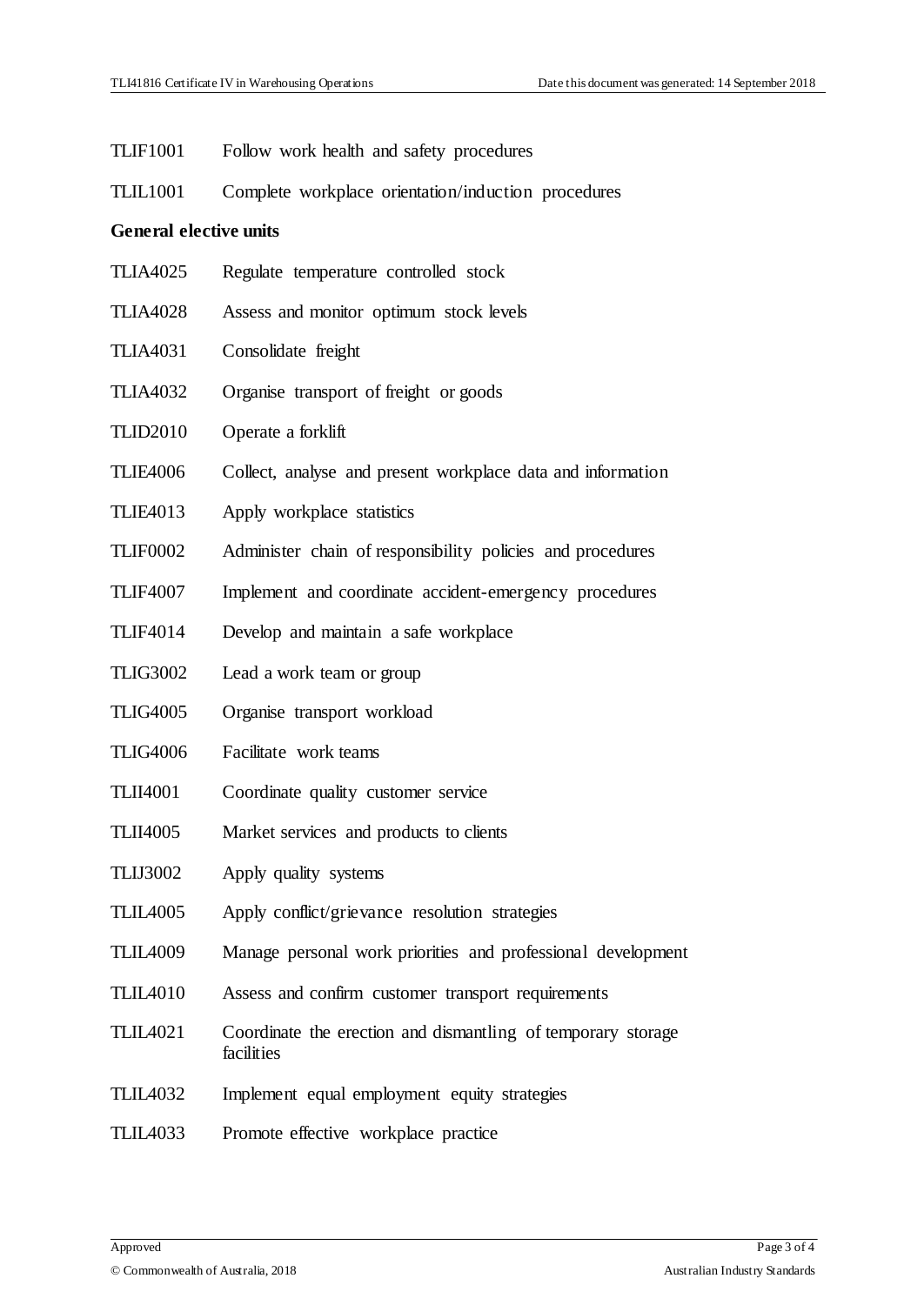TLIF1001 Follow work health and safety procedures

TLIL1001 Complete workplace orientation/induction procedures

**General elective units**

TLIA4025 Regulate temperature controlled stock

TLIA4028 Assess and monitor optimum stock levels

TLIA4031 Consolidate freight

TLIA4032 Organise transport of freight or goods

TLID2010 Operate a forklift

TLIE4006 Collect, analyse and present workplace data and information

TLIE4013 Apply workplace statistics

TLIF0002 Administer chain of responsibility policies and procedures

TLIF4007 Implement and coordinate accident-emergency procedures

TLIF4014 Develop and maintain a safe workplace

TLIG3002 Lead a work team or group

TLIG4005 Organise transport workload

TLIG4006 Facilitate work teams

TLII4001 Coordinate quality customer service

TLII4005 Market services and products to clients

TLIJ3002 Apply quality systems

TLIL4005 Apply conflict/grievance resolution strategies

TLIL4009 Manage personal work priorities and professional development

TLIL4010 Assess and confirm customer transport requirements

TLIL4021 Coordinate the erection and dismantling of temporary storage facilities

TLIL4032 Implement equal employment equity strategies

TLIL4033 Promote effective workplace practice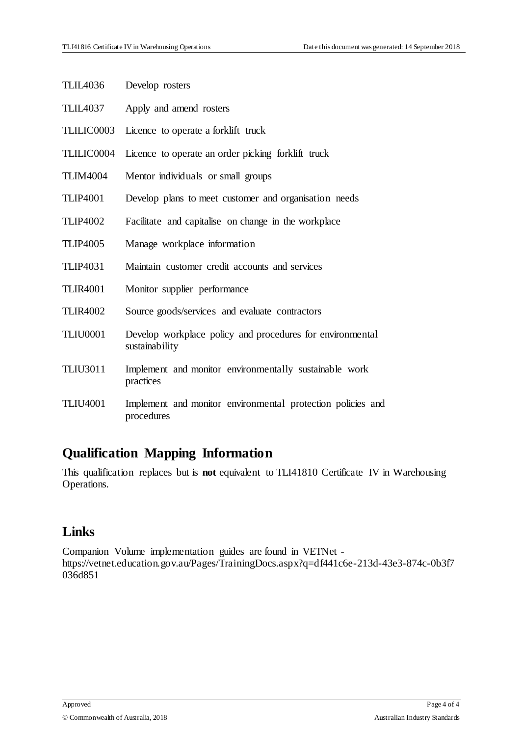| | |
|---|---|
| TLIL4036 | Develop rosters |
| TLIL4037 | Apply and amend rosters |
| TLILIC0003 | Licence to operate a forklift truck |
| TLILIC0004 | Licence to operate an order picking forklift truck |
| TLIM4004 | Mentor individuals or small groups |
| TLIP4001 | Develop plans to meet customer and organisation needs |
| TLIP4002 | Facilitate and capitalise on change in the workplace |
| TLIP4005 | Manage workplace information |
| TLIP4031 | Maintain customer credit accounts and services |
| TLIR4001 | Monitor supplier performance |
| TLIR4002 | Source goods/services and evaluate contractors |
| TLIU0001 | Develop workplace policy and procedures for environmental sustainability |
| TLIU3011 | Implement and monitor environmentally sustainable work practices |
| TLIU4001 | Implement and monitor environmental protection policies and procedures |

## Qualification Mapping Information

This qualification replaces but is **not** equivalent to TLI41810 Certificate IV in Warehousing Operations.

## Links

Companion Volume implementation guides are found in VETNet - https://vetnet.education.gov.au/Pages/TrainingDocs.aspx?q=df441c6e-213d-43e3-874c-0b3f7036d851